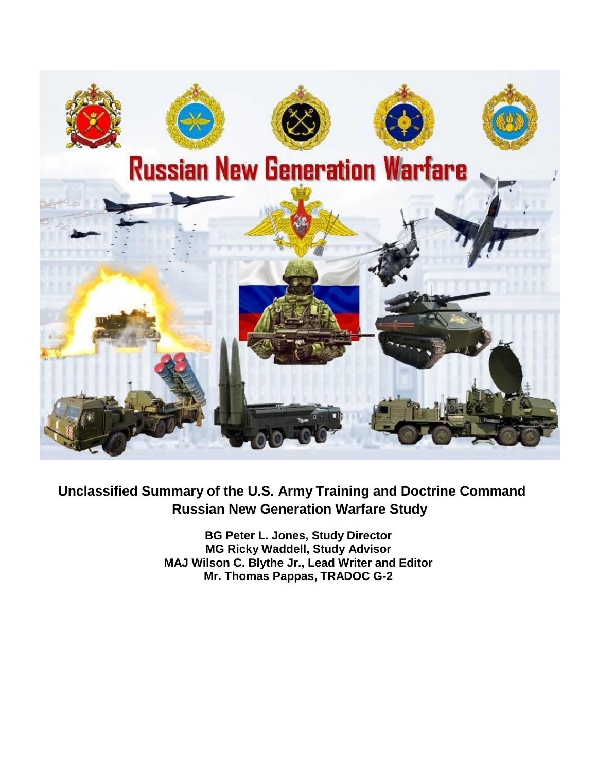**Unclassified Summary of the U.S. Army Training and Doctrine Command Russian New Generation Warfare Study**

**BG Peter L. Jones, Study Director**
**MG Ricky Waddell, Study Advisor**
**MAJ Wilson C. Blythe Jr., Lead Writer and Editor**
**Mr. Thomas Pappas, TRADOC G-2**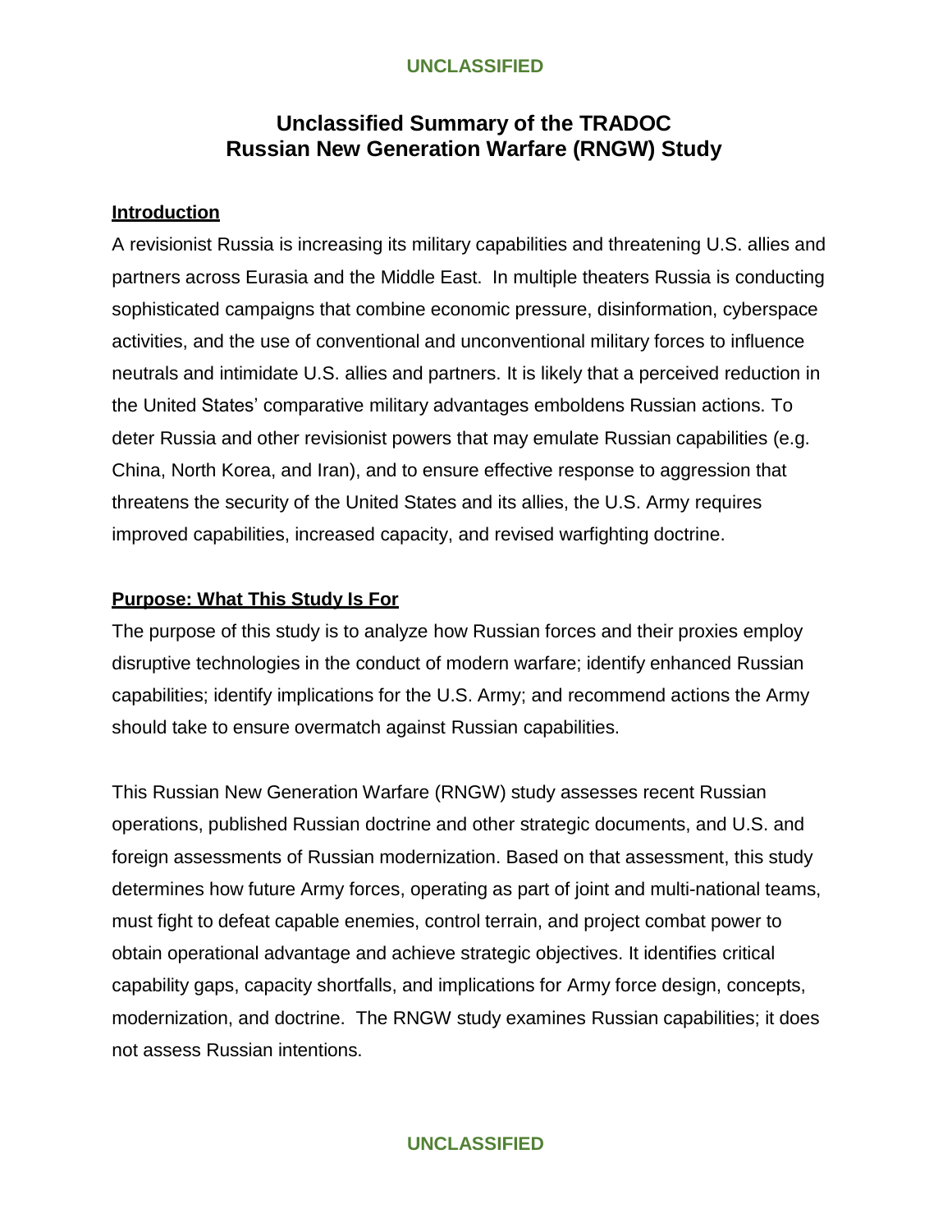# Unclassified Summary of the TRADOC Russian New Generation Warfare (RNGW) Study

## Introduction

A revisionist Russia is increasing its military capabilities and threatening U.S. allies and partners across Eurasia and the Middle East. In multiple theaters Russia is conducting sophisticated campaigns that combine economic pressure, disinformation, cyberspace activities, and the use of conventional and unconventional military forces to influence neutrals and intimidate U.S. allies and partners. It is likely that a perceived reduction in the United States' comparative military advantages emboldens Russian actions. To deter Russia and other revisionist powers that may emulate Russian capabilities (e.g. China, North Korea, and Iran), and to ensure effective response to aggression that threatens the security of the United States and its allies, the U.S. Army requires improved capabilities, increased capacity, and revised warfighting doctrine.

## Purpose: What This Study Is For

The purpose of this study is to analyze how Russian forces and their proxies employ disruptive technologies in the conduct of modern warfare; identify enhanced Russian capabilities; identify implications for the U.S. Army; and recommend actions the Army should take to ensure overmatch against Russian capabilities.

This Russian New Generation Warfare (RNGW) study assesses recent Russian operations, published Russian doctrine and other strategic documents, and U.S. and foreign assessments of Russian modernization. Based on that assessment, this study determines how future Army forces, operating as part of joint and multi-national teams, must fight to defeat capable enemies, control terrain, and project combat power to obtain operational advantage and achieve strategic objectives. It identifies critical capability gaps, capacity shortfalls, and implications for Army force design, concepts, modernization, and doctrine. The RNGW study examines Russian capabilities; it does not assess Russian intentions.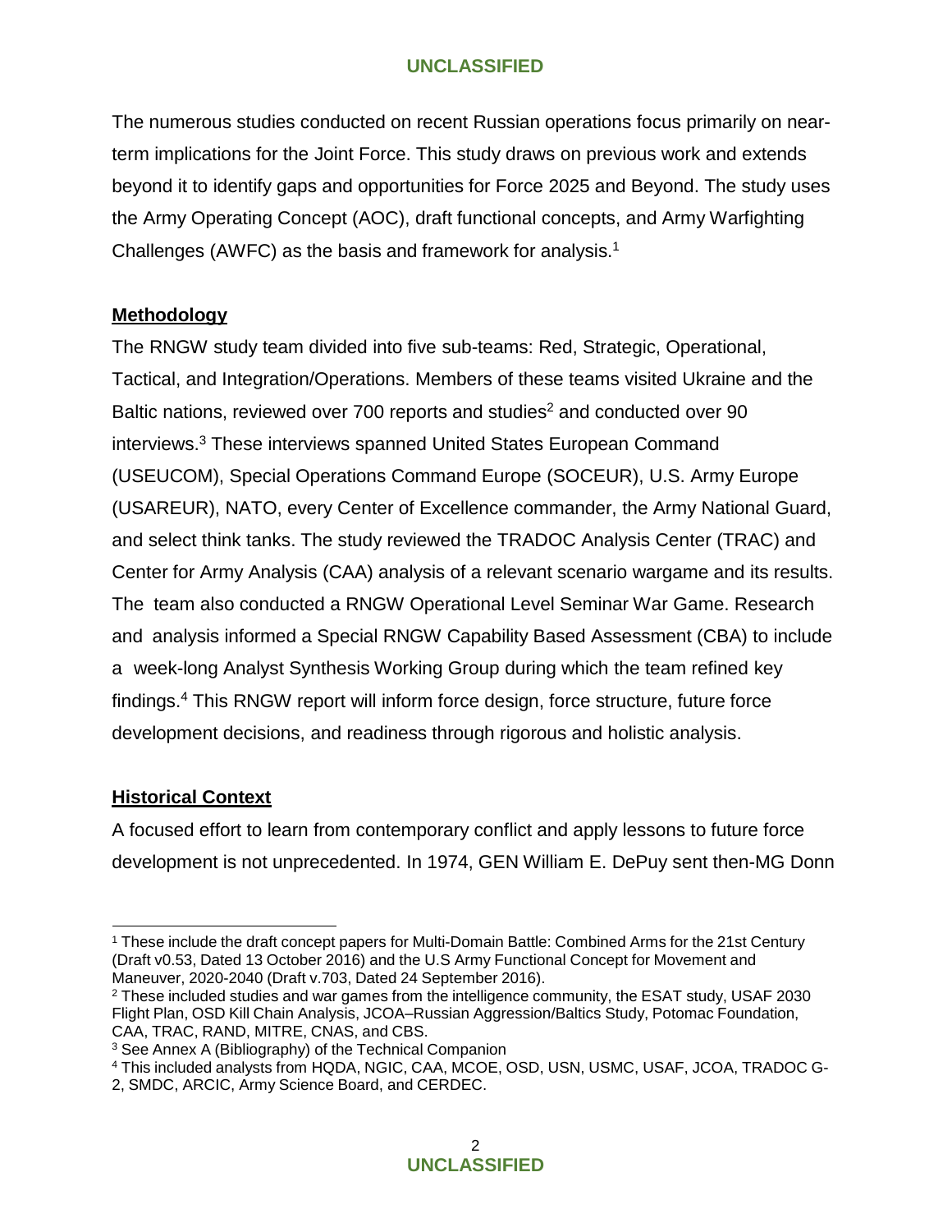The numerous studies conducted on recent Russian operations focus primarily on near-term implications for the Joint Force. This study draws on previous work and extends beyond it to identify gaps and opportunities for Force 2025 and Beyond. The study uses the Army Operating Concept (AOC), draft functional concepts, and Army Warfighting Challenges (AWFC) as the basis and framework for analysis.[1]

## Methodology

The RNGW study team divided into five sub-teams: Red, Strategic, Operational, Tactical, and Integration/Operations. Members of these teams visited Ukraine and the Baltic nations, reviewed over 700 reports and studies[2] and conducted over 90 interviews.[3] These interviews spanned United States European Command (USEUCOM), Special Operations Command Europe (SOCEUR), U.S. Army Europe (USAREUR), NATO, every Center of Excellence commander, the Army National Guard, and select think tanks. The study reviewed the TRADOC Analysis Center (TRAC) and Center for Army Analysis (CAA) analysis of a relevant scenario wargame and its results. The team also conducted a RNGW Operational Level Seminar War Game. Research and analysis informed a Special RNGW Capability Based Assessment (CBA) to include a week-long Analyst Synthesis Working Group during which the team refined key findings.[4] This RNGW report will inform force design, force structure, future force development decisions, and readiness through rigorous and holistic analysis.

## Historical Context

A focused effort to learn from contemporary conflict and apply lessons to future force development is not unprecedented. In 1974, GEN William E. DePuy sent then-MG Donn

---

[1] These include the draft concept papers for Multi-Domain Battle: Combined Arms for the 21st Century (Draft v0.53, Dated 13 October 2016) and the U.S Army Functional Concept for Movement and Maneuver, 2020-2040 (Draft v.703, Dated 24 September 2016).

[2] These included studies and war games from the intelligence community, the ESAT study, USAF 2030 Flight Plan, OSD Kill Chain Analysis, JCOA–Russian Aggression/Baltics Study, Potomac Foundation, CAA, TRAC, RAND, MITRE, CNAS, and CBS.

[3] See Annex A (Bibliography) of the Technical Companion

[4] This included analysts from HQDA, NGIC, CAA, MCOE, OSD, USN, USMC, USAF, JCOA, TRADOC G-2, SMDC, ARCIC, Army Science Board, and CERDEC.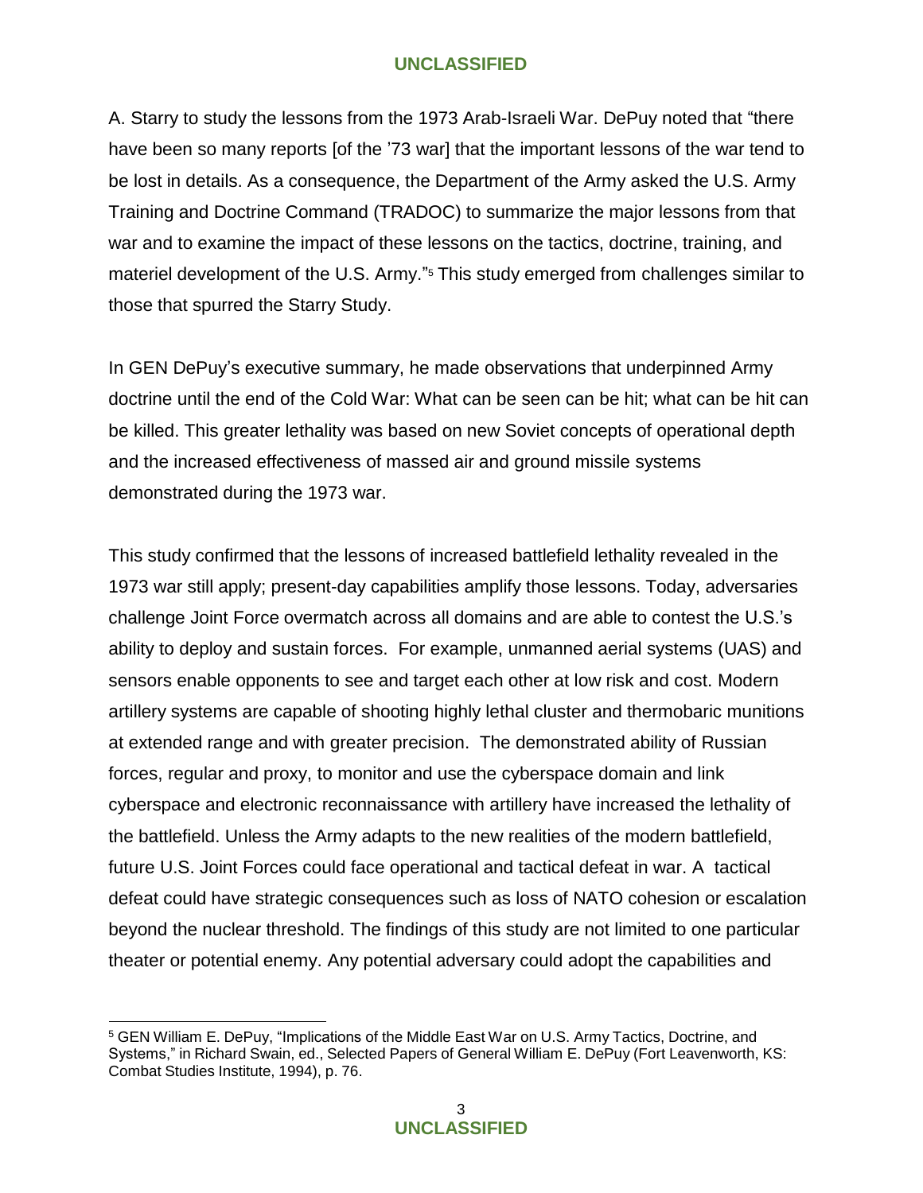A. Starry to study the lessons from the 1973 Arab-Israeli War. DePuy noted that "there have been so many reports [of the '73 war] that the important lessons of the war tend to be lost in details. As a consequence, the Department of the Army asked the U.S. Army Training and Doctrine Command (TRADOC) to summarize the major lessons from that war and to examine the impact of these lessons on the tactics, doctrine, training, and materiel development of the U.S. Army."[5] This study emerged from challenges similar to those that spurred the Starry Study.

In GEN DePuy's executive summary, he made observations that underpinned Army doctrine until the end of the Cold War: What can be seen can be hit; what can be hit can be killed. This greater lethality was based on new Soviet concepts of operational depth and the increased effectiveness of massed air and ground missile systems demonstrated during the 1973 war.

This study confirmed that the lessons of increased battlefield lethality revealed in the 1973 war still apply; present-day capabilities amplify those lessons. Today, adversaries challenge Joint Force overmatch across all domains and are able to contest the U.S.'s ability to deploy and sustain forces. For example, unmanned aerial systems (UAS) and sensors enable opponents to see and target each other at low risk and cost. Modern artillery systems are capable of shooting highly lethal cluster and thermobaric munitions at extended range and with greater precision. The demonstrated ability of Russian forces, regular and proxy, to monitor and use the cyberspace domain and link cyberspace and electronic reconnaissance with artillery have increased the lethality of the battlefield. Unless the Army adapts to the new realities of the modern battlefield, future U.S. Joint Forces could face operational and tactical defeat in war. A tactical defeat could have strategic consequences such as loss of NATO cohesion or escalation beyond the nuclear threshold. The findings of this study are not limited to one particular theater or potential enemy. Any potential adversary could adopt the capabilities and

---

[5] GEN William E. DePuy, "Implications of the Middle East War on U.S. Army Tactics, Doctrine, and Systems," in Richard Swain, ed., Selected Papers of General William E. DePuy (Fort Leavenworth, KS: Combat Studies Institute, 1994), p. 76.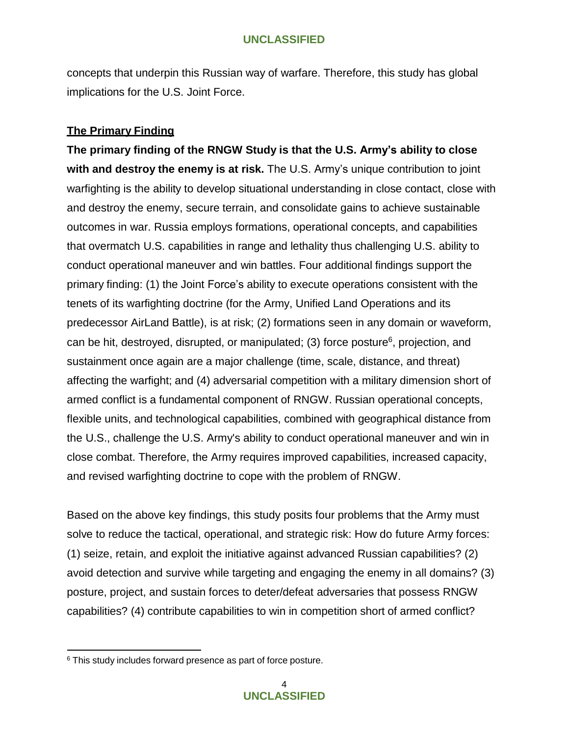concepts that underpin this Russian way of warfare. Therefore, this study has global implications for the U.S. Joint Force.

## The Primary Finding

**The primary finding of the RNGW Study is that the U.S. Army's ability to close with and destroy the enemy is at risk.** The U.S. Army's unique contribution to joint warfighting is the ability to develop situational understanding in close contact, close with and destroy the enemy, secure terrain, and consolidate gains to achieve sustainable outcomes in war. Russia employs formations, operational concepts, and capabilities that overmatch U.S. capabilities in range and lethality thus challenging U.S. ability to conduct operational maneuver and win battles. Four additional findings support the primary finding: (1) the Joint Force's ability to execute operations consistent with the tenets of its warfighting doctrine (for the Army, Unified Land Operations and its predecessor AirLand Battle), is at risk; (2) formations seen in any domain or waveform, can be hit, destroyed, disrupted, or manipulated; (3) force posture[6], projection, and sustainment once again are a major challenge (time, scale, distance, and threat) affecting the warfight; and (4) adversarial competition with a military dimension short of armed conflict is a fundamental component of RNGW. Russian operational concepts, flexible units, and technological capabilities, combined with geographical distance from the U.S., challenge the U.S. Army's ability to conduct operational maneuver and win in close combat. Therefore, the Army requires improved capabilities, increased capacity, and revised warfighting doctrine to cope with the problem of RNGW.

Based on the above key findings, this study posits four problems that the Army must solve to reduce the tactical, operational, and strategic risk: How do future Army forces: (1) seize, retain, and exploit the initiative against advanced Russian capabilities? (2) avoid detection and survive while targeting and engaging the enemy in all domains? (3) posture, project, and sustain forces to deter/defeat adversaries that possess RNGW capabilities? (4) contribute capabilities to win in competition short of armed conflict?

[6] This study includes forward presence as part of force posture.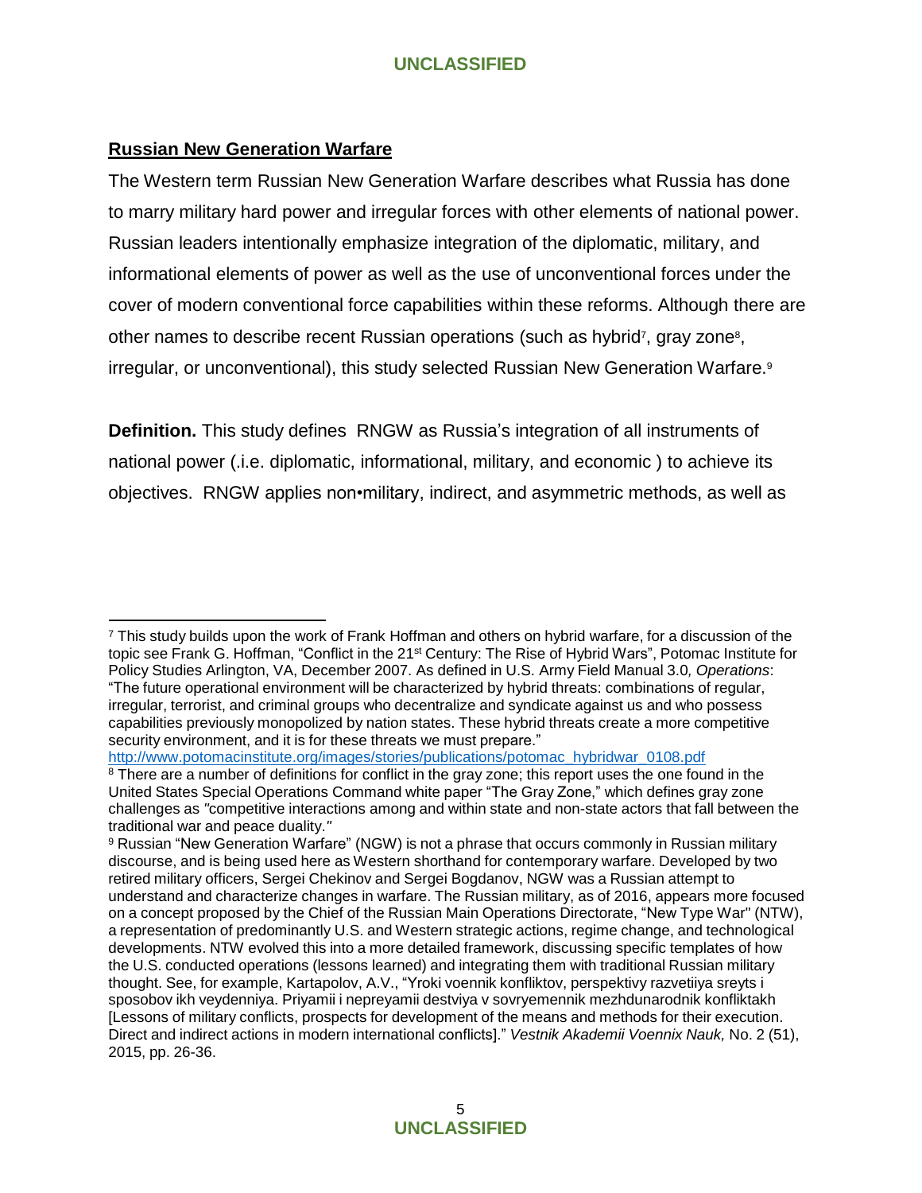## Russian New Generation Warfare

The Western term Russian New Generation Warfare describes what Russia has done to marry military hard power and irregular forces with other elements of national power. Russian leaders intentionally emphasize integration of the diplomatic, military, and informational elements of power as well as the use of unconventional forces under the cover of modern conventional force capabilities within these reforms. Although there are other names to describe recent Russian operations (such as hybrid[7], gray zone[8], irregular, or unconventional), this study selected Russian New Generation Warfare.[9]

**Definition.** This study defines RNGW as Russia's integration of all instruments of national power (.i.e. diplomatic, informational, military, and economic ) to achieve its objectives. RNGW applies non•military, indirect, and asymmetric methods, as well as

---

[7] This study builds upon the work of Frank Hoffman and others on hybrid warfare, for a discussion of the topic see Frank G. Hoffman, "Conflict in the 21st Century: The Rise of Hybrid Wars", Potomac Institute for Policy Studies Arlington, VA, December 2007. As defined in U.S. Army Field Manual 3.0*, Operations*: "The future operational environment will be characterized by hybrid threats: combinations of regular, irregular, terrorist, and criminal groups who decentralize and syndicate against us and who possess capabilities previously monopolized by nation states. These hybrid threats create a more competitive security environment, and it is for these threats we must prepare." http://www.potomacinstitute.org/images/stories/publications/potomac_hybridwar_0108.pdf

[8] There are a number of definitions for conflict in the gray zone; this report uses the one found in the United States Special Operations Command white paper "The Gray Zone," which defines gray zone challenges as *"*competitive interactions among and within state and non-state actors that fall between the traditional war and peace duality.*"*

[9] Russian "New Generation Warfare" (NGW) is not a phrase that occurs commonly in Russian military discourse, and is being used here as Western shorthand for contemporary warfare. Developed by two retired military officers, Sergei Chekinov and Sergei Bogdanov, NGW was a Russian attempt to understand and characterize changes in warfare. The Russian military, as of 2016, appears more focused on a concept proposed by the Chief of the Russian Main Operations Directorate, "New Type War" (NTW), a representation of predominantly U.S. and Western strategic actions, regime change, and technological developments. NTW evolved this into a more detailed framework, discussing specific templates of how the U.S. conducted operations (lessons learned) and integrating them with traditional Russian military thought. See, for example, Kartapolov, A.V., "Yroki voennik konfliktov, perspektivy razvetiiya sreyts i sposobov ikh veydenniya. Priyamii i nepreyamii destviya v sovryemennik mezhdunarodnik konfliktakh [Lessons of military conflicts, prospects for development of the means and methods for their execution. Direct and indirect actions in modern international conflicts]." *Vestnik Akademii Voennix Nauk,* No. 2 (51), 2015, pp. 26-36.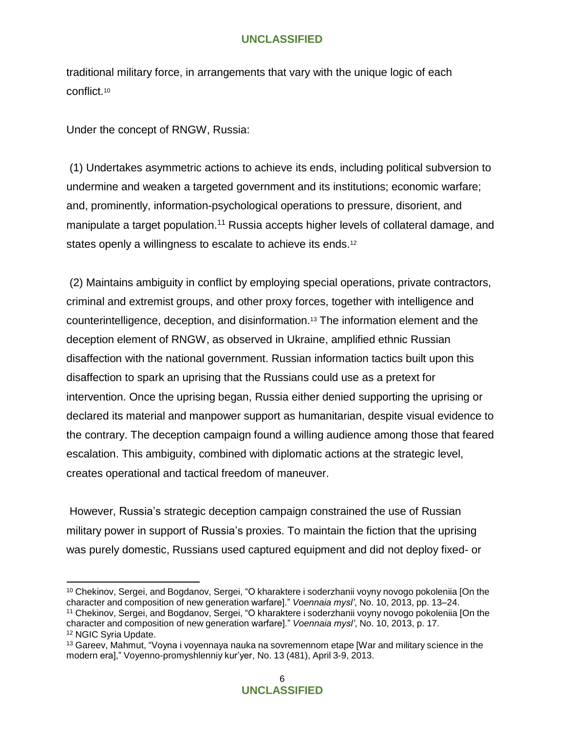traditional military force, in arrangements that vary with the unique logic of each conflict.[10]

Under the concept of RNGW, Russia:

(1) Undertakes asymmetric actions to achieve its ends, including political subversion to undermine and weaken a targeted government and its institutions; economic warfare; and, prominently, information-psychological operations to pressure, disorient, and manipulate a target population.[11] Russia accepts higher levels of collateral damage, and states openly a willingness to escalate to achieve its ends.[12]

(2) Maintains ambiguity in conflict by employing special operations, private contractors, criminal and extremist groups, and other proxy forces, together with intelligence and counterintelligence, deception, and disinformation.[13] The information element and the deception element of RNGW, as observed in Ukraine, amplified ethnic Russian disaffection with the national government. Russian information tactics built upon this disaffection to spark an uprising that the Russians could use as a pretext for intervention. Once the uprising began, Russia either denied supporting the uprising or declared its material and manpower support as humanitarian, despite visual evidence to the contrary. The deception campaign found a willing audience among those that feared escalation. This ambiguity, combined with diplomatic actions at the strategic level, creates operational and tactical freedom of maneuver.

However, Russia's strategic deception campaign constrained the use of Russian military power in support of Russia's proxies. To maintain the fiction that the uprising was purely domestic, Russians used captured equipment and did not deploy fixed- or

---

[10] Chekinov, Sergei, and Bogdanov, Sergei, "O kharaktere i soderzhanii voyny novogo pokoleniia [On the character and composition of new generation warfare]." *Voennaia mysl'*, No. 10, 2013, pp. 13–24.

[11] Chekinov, Sergei, and Bogdanov, Sergei, "O kharaktere i soderzhanii voyny novogo pokoleniia [On the character and composition of new generation warfare]." *Voennaia mysl'*, No. 10, 2013, p. 17.

[12] NGIC Syria Update.

[13] Gareev, Mahmut, "Voyna i voyennaya nauka na sovremennom etape [War and military science in the modern era]," Voyenno-promyshlenniy kur'yer, No. 13 (481), April 3-9, 2013.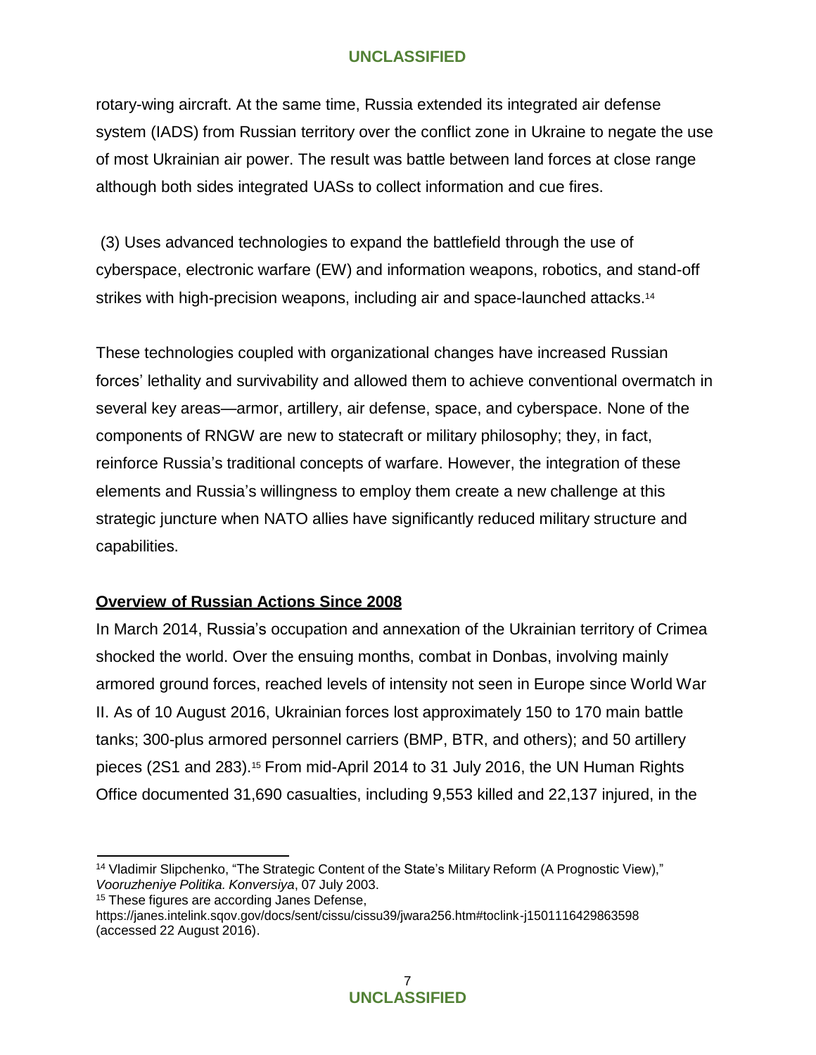rotary-wing aircraft. At the same time, Russia extended its integrated air defense system (IADS) from Russian territory over the conflict zone in Ukraine to negate the use of most Ukrainian air power. The result was battle between land forces at close range although both sides integrated UASs to collect information and cue fires.

(3) Uses advanced technologies to expand the battlefield through the use of cyberspace, electronic warfare (EW) and information weapons, robotics, and stand-off strikes with high-precision weapons, including air and space-launched attacks.[14]

These technologies coupled with organizational changes have increased Russian forces' lethality and survivability and allowed them to achieve conventional overmatch in several key areas—armor, artillery, air defense, space, and cyberspace. None of the components of RNGW are new to statecraft or military philosophy; they, in fact, reinforce Russia's traditional concepts of warfare. However, the integration of these elements and Russia's willingness to employ them create a new challenge at this strategic juncture when NATO allies have significantly reduced military structure and capabilities.

## Overview of Russian Actions Since 2008

In March 2014, Russia's occupation and annexation of the Ukrainian territory of Crimea shocked the world. Over the ensuing months, combat in Donbas, involving mainly armored ground forces, reached levels of intensity not seen in Europe since World War II. As of 10 August 2016, Ukrainian forces lost approximately 150 to 170 main battle tanks; 300-plus armored personnel carriers (BMP, BTR, and others); and 50 artillery pieces (2S1 and 283).[15] From mid-April 2014 to 31 July 2016, the UN Human Rights Office documented 31,690 casualties, including 9,553 killed and 22,137 injured, in the

---

[14] Vladimir Slipchenko, "The Strategic Content of the State's Military Reform (A Prognostic View)," *Vooruzheniye Politika. Konversiya*, 07 July 2003.

[15] These figures are according Janes Defense, https://janes.intelink.sqov.gov/docs/sent/cissu/cissu39/jwara256.htm#toclink-j1501116429863598 (accessed 22 August 2016).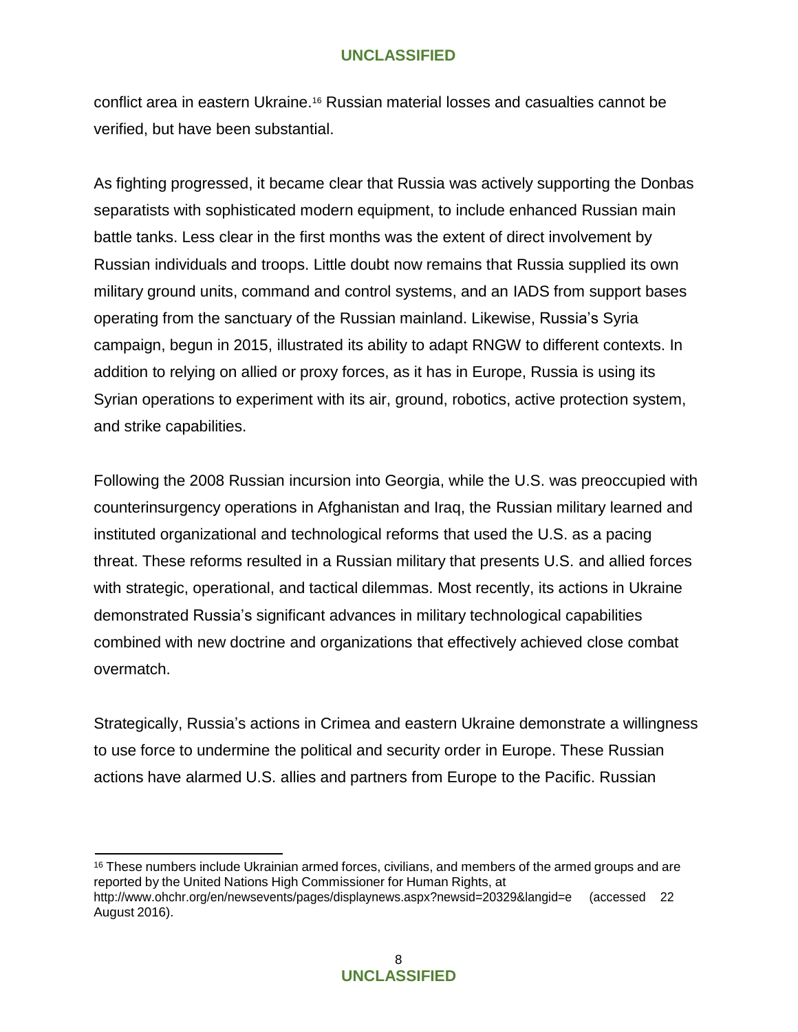conflict area in eastern Ukraine.[16] Russian material losses and casualties cannot be verified, but have been substantial.

As fighting progressed, it became clear that Russia was actively supporting the Donbas separatists with sophisticated modern equipment, to include enhanced Russian main battle tanks. Less clear in the first months was the extent of direct involvement by Russian individuals and troops. Little doubt now remains that Russia supplied its own military ground units, command and control systems, and an IADS from support bases operating from the sanctuary of the Russian mainland. Likewise, Russia's Syria campaign, begun in 2015, illustrated its ability to adapt RNGW to different contexts. In addition to relying on allied or proxy forces, as it has in Europe, Russia is using its Syrian operations to experiment with its air, ground, robotics, active protection system, and strike capabilities.

Following the 2008 Russian incursion into Georgia, while the U.S. was preoccupied with counterinsurgency operations in Afghanistan and Iraq, the Russian military learned and instituted organizational and technological reforms that used the U.S. as a pacing threat. These reforms resulted in a Russian military that presents U.S. and allied forces with strategic, operational, and tactical dilemmas. Most recently, its actions in Ukraine demonstrated Russia's significant advances in military technological capabilities combined with new doctrine and organizations that effectively achieved close combat overmatch.

Strategically, Russia's actions in Crimea and eastern Ukraine demonstrate a willingness to use force to undermine the political and security order in Europe. These Russian actions have alarmed U.S. allies and partners from Europe to the Pacific. Russian

---

[16] These numbers include Ukrainian armed forces, civilians, and members of the armed groups and are reported by the United Nations High Commissioner for Human Rights, at http://www.ohchr.org/en/newsevents/pages/displaynews.aspx?newsid=20329&langid=e (accessed 22 August 2016).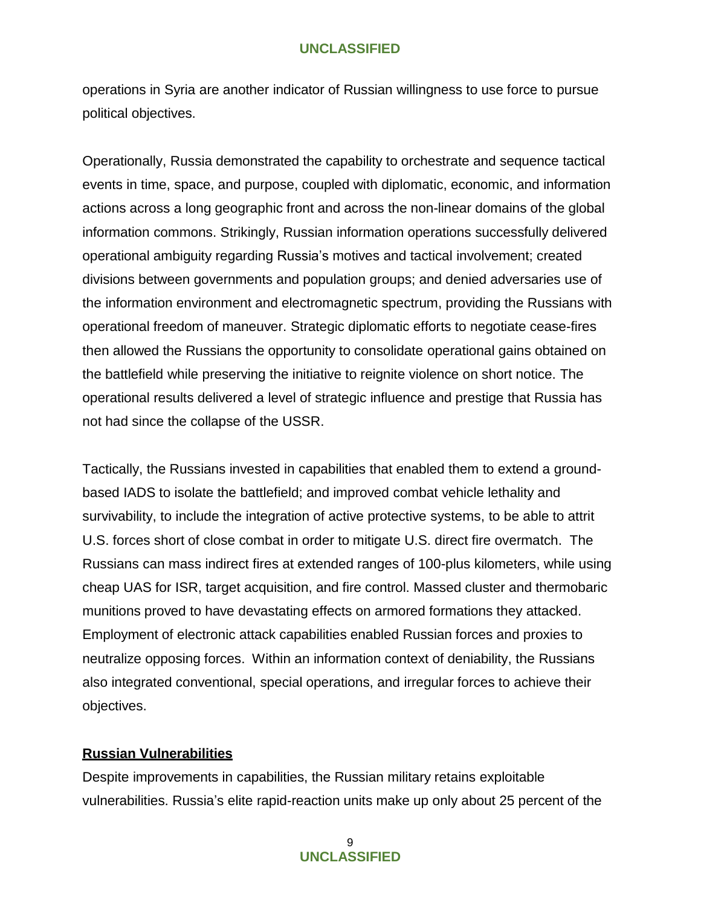operations in Syria are another indicator of Russian willingness to use force to pursue political objectives.

Operationally, Russia demonstrated the capability to orchestrate and sequence tactical events in time, space, and purpose, coupled with diplomatic, economic, and information actions across a long geographic front and across the non-linear domains of the global information commons. Strikingly, Russian information operations successfully delivered operational ambiguity regarding Russia's motives and tactical involvement; created divisions between governments and population groups; and denied adversaries use of the information environment and electromagnetic spectrum, providing the Russians with operational freedom of maneuver. Strategic diplomatic efforts to negotiate cease-fires then allowed the Russians the opportunity to consolidate operational gains obtained on the battlefield while preserving the initiative to reignite violence on short notice. The operational results delivered a level of strategic influence and prestige that Russia has not had since the collapse of the USSR.

Tactically, the Russians invested in capabilities that enabled them to extend a ground-based IADS to isolate the battlefield; and improved combat vehicle lethality and survivability, to include the integration of active protective systems, to be able to attrit U.S. forces short of close combat in order to mitigate U.S. direct fire overmatch. The Russians can mass indirect fires at extended ranges of 100-plus kilometers, while using cheap UAS for ISR, target acquisition, and fire control. Massed cluster and thermobaric munitions proved to have devastating effects on armored formations they attacked. Employment of electronic attack capabilities enabled Russian forces and proxies to neutralize opposing forces. Within an information context of deniability, the Russians also integrated conventional, special operations, and irregular forces to achieve their objectives.

**<u>Russian Vulnerabilities</u>**

Despite improvements in capabilities, the Russian military retains exploitable vulnerabilities. Russia's elite rapid-reaction units make up only about 25 percent of the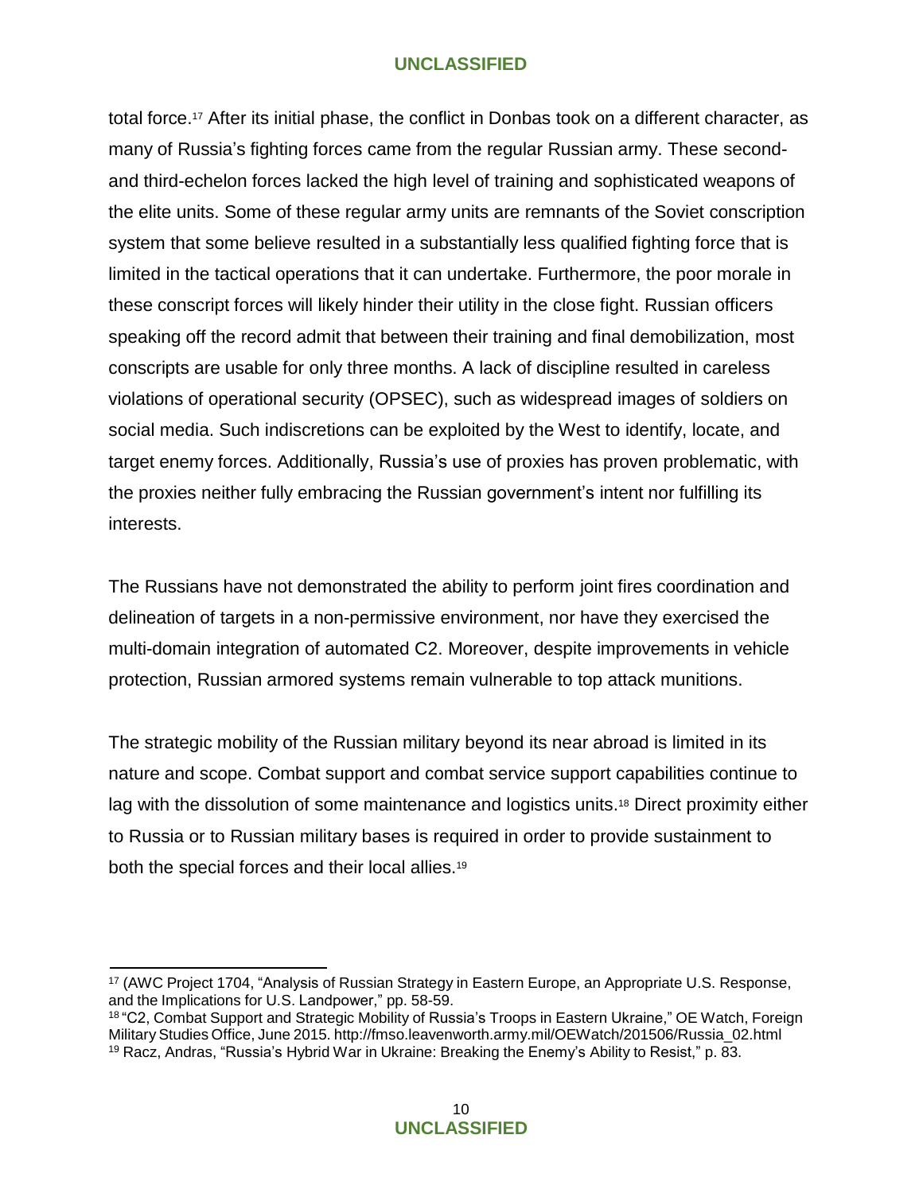total force.[17] After its initial phase, the conflict in Donbas took on a different character, as many of Russia's fighting forces came from the regular Russian army. These second- and third-echelon forces lacked the high level of training and sophisticated weapons of the elite units. Some of these regular army units are remnants of the Soviet conscription system that some believe resulted in a substantially less qualified fighting force that is limited in the tactical operations that it can undertake. Furthermore, the poor morale in these conscript forces will likely hinder their utility in the close fight. Russian officers speaking off the record admit that between their training and final demobilization, most conscripts are usable for only three months. A lack of discipline resulted in careless violations of operational security (OPSEC), such as widespread images of soldiers on social media. Such indiscretions can be exploited by the West to identify, locate, and target enemy forces. Additionally, Russia's use of proxies has proven problematic, with the proxies neither fully embracing the Russian government's intent nor fulfilling its interests.

The Russians have not demonstrated the ability to perform joint fires coordination and delineation of targets in a non-permissive environment, nor have they exercised the multi-domain integration of automated C2. Moreover, despite improvements in vehicle protection, Russian armored systems remain vulnerable to top attack munitions.

The strategic mobility of the Russian military beyond its near abroad is limited in its nature and scope. Combat support and combat service support capabilities continue to lag with the dissolution of some maintenance and logistics units.[18] Direct proximity either to Russia or to Russian military bases is required in order to provide sustainment to both the special forces and their local allies.[19]

---

[17] (AWC Project 1704, "Analysis of Russian Strategy in Eastern Europe, an Appropriate U.S. Response, and the Implications for U.S. Landpower," pp. 58-59.

[18] "C2, Combat Support and Strategic Mobility of Russia's Troops in Eastern Ukraine," OE Watch, Foreign Military Studies Office, June 2015. http://fmso.leavenworth.army.mil/OEWatch/201506/Russia_02.html

[19] Racz, Andras, "Russia's Hybrid War in Ukraine: Breaking the Enemy's Ability to Resist," p. 83.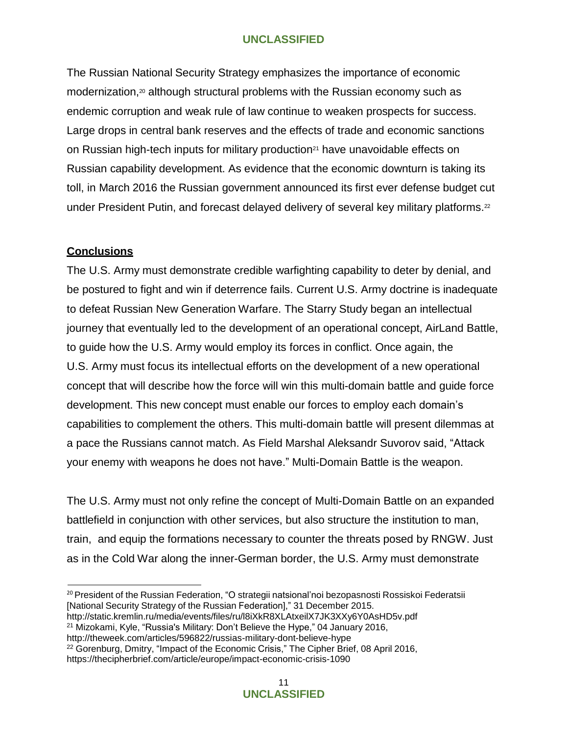The Russian National Security Strategy emphasizes the importance of economic modernization,[20] although structural problems with the Russian economy such as endemic corruption and weak rule of law continue to weaken prospects for success. Large drops in central bank reserves and the effects of trade and economic sanctions on Russian high-tech inputs for military production[21] have unavoidable effects on Russian capability development. As evidence that the economic downturn is taking its toll, in March 2016 the Russian government announced its first ever defense budget cut under President Putin, and forecast delayed delivery of several key military platforms.[22]

## Conclusions

The U.S. Army must demonstrate credible warfighting capability to deter by denial, and be postured to fight and win if deterrence fails. Current U.S. Army doctrine is inadequate to defeat Russian New Generation Warfare. The Starry Study began an intellectual journey that eventually led to the development of an operational concept, AirLand Battle, to guide how the U.S. Army would employ its forces in conflict. Once again, the U.S. Army must focus its intellectual efforts on the development of a new operational concept that will describe how the force will win this multi-domain battle and guide force development. This new concept must enable our forces to employ each domain's capabilities to complement the others. This multi-domain battle will present dilemmas at a pace the Russians cannot match. As Field Marshal Aleksandr Suvorov said, "Attack your enemy with weapons he does not have." Multi-Domain Battle is the weapon.

The U.S. Army must not only refine the concept of Multi-Domain Battle on an expanded battlefield in conjunction with other services, but also structure the institution to man, train, and equip the formations necessary to counter the threats posed by RNGW. Just as in the Cold War along the inner-German border, the U.S. Army must demonstrate

---

[20] President of the Russian Federation, "O strategii natsional'noi bezopasnosti Rossiskoi Federatsii [National Security Strategy of the Russian Federation]," 31 December 2015. http://static.kremlin.ru/media/events/files/ru/l8iXkR8XLAtxeilX7JK3XXy6Y0AsHD5v.pdf

[21] Mizokami, Kyle, "Russia's Military: Don't Believe the Hype," 04 January 2016, http://theweek.com/articles/596822/russias-military-dont-believe-hype

[22] Gorenburg, Dmitry, "Impact of the Economic Crisis," The Cipher Brief, 08 April 2016, https://thecipherbrief.com/article/europe/impact-economic-crisis-1090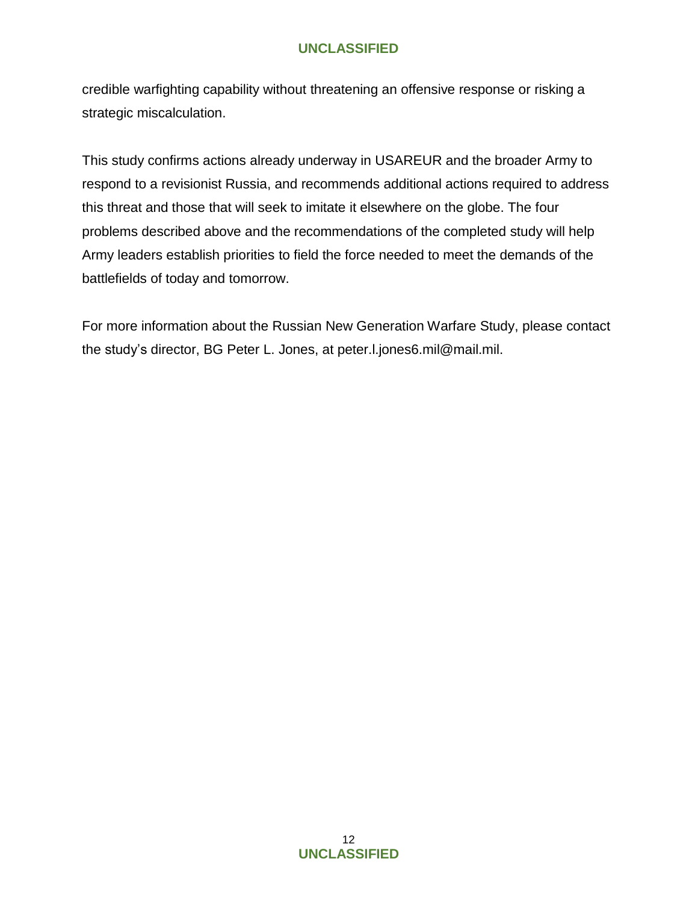credible warfighting capability without threatening an offensive response or risking a strategic miscalculation.

This study confirms actions already underway in USAREUR and the broader Army to respond to a revisionist Russia, and recommends additional actions required to address this threat and those that will seek to imitate it elsewhere on the globe. The four problems described above and the recommendations of the completed study will help Army leaders establish priorities to field the force needed to meet the demands of the battlefields of today and tomorrow.

For more information about the Russian New Generation Warfare Study, please contact the study's director, BG Peter L. Jones, at peter.l.jones6.mil@mail.mil.